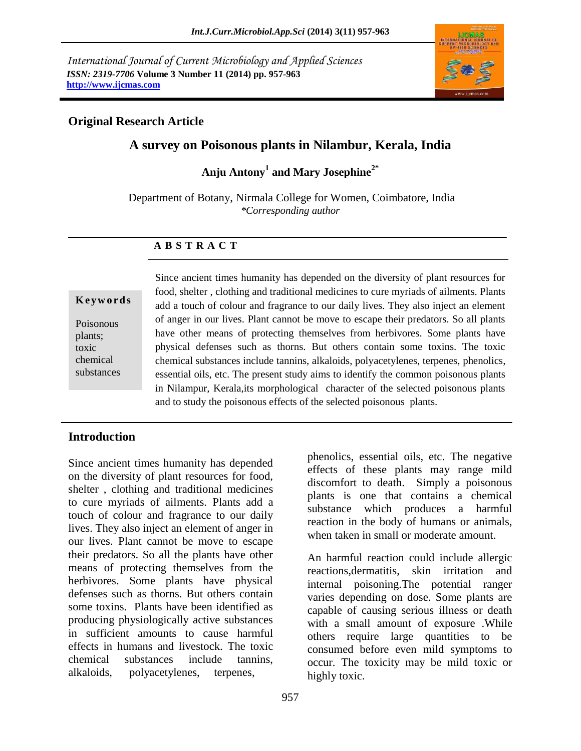*International Journal of Current Microbiology and Applied Sciences*
***ISSN: 2319-7706*** **Volume 3 Number 11 (2014) pp. 957-963**
**http://www.ijcmas.com**

**Original Research Article**

# A survey on Poisonous plants in Nilambur, Kerala, India

**Anju Antony[1] and Mary Josephine[2*]**

Department of Botany, Nirmala College for Women, Coimbatore, India
*\*Corresponding author*

## A B S T R A C T

**Keywords**

Poisonous plants; toxic chemical substances

Since ancient times humanity has depended on the diversity of plant resources for food, shelter , clothing and traditional medicines to cure myriads of ailments. Plants add a touch of colour and fragrance to our daily lives. They also inject an element of anger in our lives. Plant cannot be move to escape their predators. So all plants have other means of protecting themselves from herbivores. Some plants have physical defenses such as thorns. But others contain some toxins. The toxic chemical substances include tannins, alkaloids, polyacetylenes, terpenes, phenolics, essential oils, etc. The present study aims to identify the common poisonous plants in Nilampur, Kerala,its morphological character of the selected poisonous plants and to study the poisonous effects of the selected poisonous plants.

## Introduction

Since ancient times humanity has depended on the diversity of plant resources for food, shelter , clothing and traditional medicines to cure myriads of ailments. Plants add a touch of colour and fragrance to our daily lives. They also inject an element of anger in our lives. Plant cannot be move to escape their predators. So all the plants have other means of protecting themselves from the herbivores. Some plants have physical defenses such as thorns. But others contain some toxins. Plants have been identified as producing physiologically active substances in sufficient amounts to cause harmful effects in humans and livestock. The toxic chemical substances include tannins, alkaloids, polyacetylenes, terpenes, phenolics, essential oils, etc. The negative effects of these plants may range mild discomfort to death. Simply a poisonous plants is one that contains a chemical substance which produces a harmful reaction in the body of humans or animals, when taken in small or moderate amount.

An harmful reaction could include allergic reactions,dermatitis, skin irritation and internal poisoning.The potential ranger varies depending on dose. Some plants are capable of causing serious illness or death with a small amount of exposure .While others require large quantities to be consumed before even mild symptoms to occur. The toxicity may be mild toxic or highly toxic.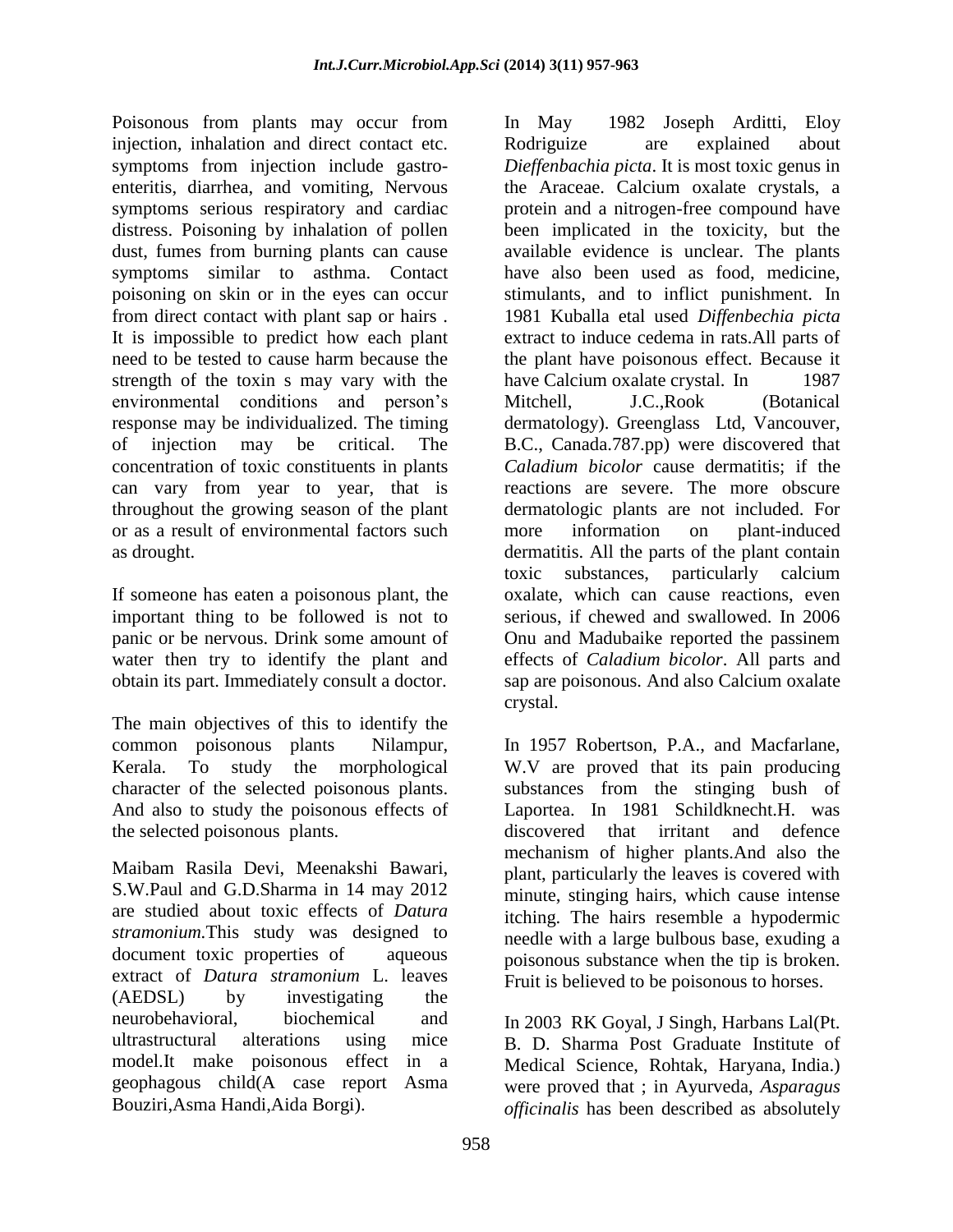Poisonous from plants may occur from injection, inhalation and direct contact etc. symptoms from injection include gastro-enteritis, diarrhea, and vomiting, Nervous symptoms serious respiratory and cardiac distress. Poisoning by inhalation of pollen dust, fumes from burning plants can cause symptoms similar to asthma. Contact poisoning on skin or in the eyes can occur from direct contact with plant sap or hairs . It is impossible to predict how each plant need to be tested to cause harm because the strength of the toxin s may vary with the environmental conditions and person's response may be individualized. The timing of injection may be critical. The concentration of toxic constituents in plants can vary from year to year, that is throughout the growing season of the plant or as a result of environmental factors such as drought.

If someone has eaten a poisonous plant, the important thing to be followed is not to panic or be nervous. Drink some amount of water then try to identify the plant and obtain its part. Immediately consult a doctor.

The main objectives of this to identify the common poisonous plants Nilampur, Kerala. To study the morphological character of the selected poisonous plants. And also to study the poisonous effects of the selected poisonous plants.

Maibam Rasila Devi, Meenakshi Bawari, S.W.Paul and G.D.Sharma in 14 may 2012 are studied about toxic effects of *Datura stramonium*.This study was designed to document toxic properties of aqueous extract of *Datura stramonium* L. leaves (AEDSL) by investigating the neurobehavioral, biochemical and ultrastructural alterations using mice model.It make poisonous effect in a geophagous child(A case report Asma Bouziri,Asma Handi,Aida Borgi).

In May 1982 Joseph Arditti, Eloy Rodriguize are explained about *Dieffenbachia picta*. It is most toxic genus in the Araceae. Calcium oxalate crystals, a protein and a nitrogen-free compound have been implicated in the toxicity, but the available evidence is unclear. The plants have also been used as food, medicine, stimulants, and to inflict punishment. In 1981 Kuballa etal used *Diffenbechia picta* extract to induce cedema in rats.All parts of the plant have poisonous effect. Because it have Calcium oxalate crystal. In 1987 Mitchell, J.C.,Rook (Botanical dermatology). Greenglass Ltd, Vancouver, B.C., Canada.787.pp) were discovered that *Caladium bicolor* cause dermatitis; if the reactions are severe. The more obscure dermatologic plants are not included. For more information on plant-induced dermatitis. All the parts of the plant contain toxic substances, particularly calcium oxalate, which can cause reactions, even serious, if chewed and swallowed. In 2006 Onu and Madubaike reported the passinem effects of *Caladium bicolor*. All parts and sap are poisonous. And also Calcium oxalate crystal.

In 1957 Robertson, P.A., and Macfarlane, W.V are proved that its pain producing substances from the stinging bush of Laportea. In 1981 Schildknecht.H. was discovered that irritant and defence mechanism of higher plants.And also the plant, particularly the leaves is covered with minute, stinging hairs, which cause intense itching. The hairs resemble a hypodermic needle with a large bulbous base, exuding a poisonous substance when the tip is broken. Fruit is believed to be poisonous to horses.

In 2003 RK Goyal, J Singh, Harbans Lal(Pt. B. D. Sharma Post Graduate Institute of Medical Science, Rohtak, Haryana, India.) were proved that ; in Ayurveda, *Asparagus officinalis* has been described as absolutely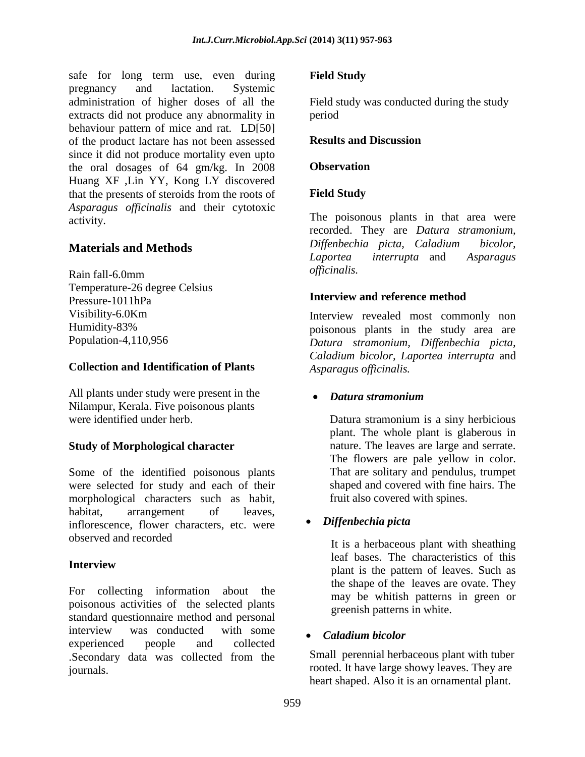safe for long term use, even during pregnancy and lactation. Systemic administration of higher doses of all the extracts did not produce any abnormality in behaviour pattern of mice and rat. LD[50] of the product lactare has not been assessed since it did not produce mortality even upto the oral dosages of 64 gm/kg. In 2008 Huang XF ,Lin YY, Kong LY discovered that the presents of steroids from the roots of *Asparagus officinalis* and their cytotoxic activity.

## Materials and Methods

Rain fall-6.0mm
Temperature-26 degree Celsius
Pressure-1011hPa
Visibility-6.0Km
Humidity-83%
Population-4,110,956

### Collection and Identification of Plants

All plants under study were present in the Nilampur, Kerala. Five poisonous plants were identified under herb.

### Study of Morphological character

Some of the identified poisonous plants were selected for study and each of their morphological characters such as habit, habitat, arrangement of leaves, inflorescence, flower characters, etc. were observed and recorded

### Interview

For collecting information about the poisonous activities of the selected plants standard questionnaire method and personal interview was conducted with some experienced people and collected .Secondary data was collected from the journals.

### Field Study

Field study was conducted during the study period

## Results and Discussion

### Observation

### Field Study

The poisonous plants in that area were recorded. They are *Datura stramonium, Diffenbechia picta, Caladium bicolor, Laportea interrupta* and *Asparagus officinalis.*

### Interview and reference method

Interview revealed most commonly non poisonous plants in the study area are *Datura stramonium, Diffenbechia picta, Caladium bicolor, Laportea interrupta* and *Asparagus officinalis.*

- ***Datura stramonium***

  Datura stramonium is a siny herbicious plant. The whole plant is glaberous in nature. The leaves are large and serrate. The flowers are pale yellow in color. That are solitary and pendulus, trumpet shaped and covered with fine hairs. The fruit also covered with spines.

- ***Diffenbechia picta***

  It is a herbaceous plant with sheathing leaf bases. The characteristics of this plant is the pattern of leaves. Such as the shape of the leaves are ovate. They may be whitish patterns in green or greenish patterns in white.

- ***Caladium bicolor***

  Small perennial herbaceous plant with tuber rooted. It have large showy leaves. They are heart shaped. Also it is an ornamental plant.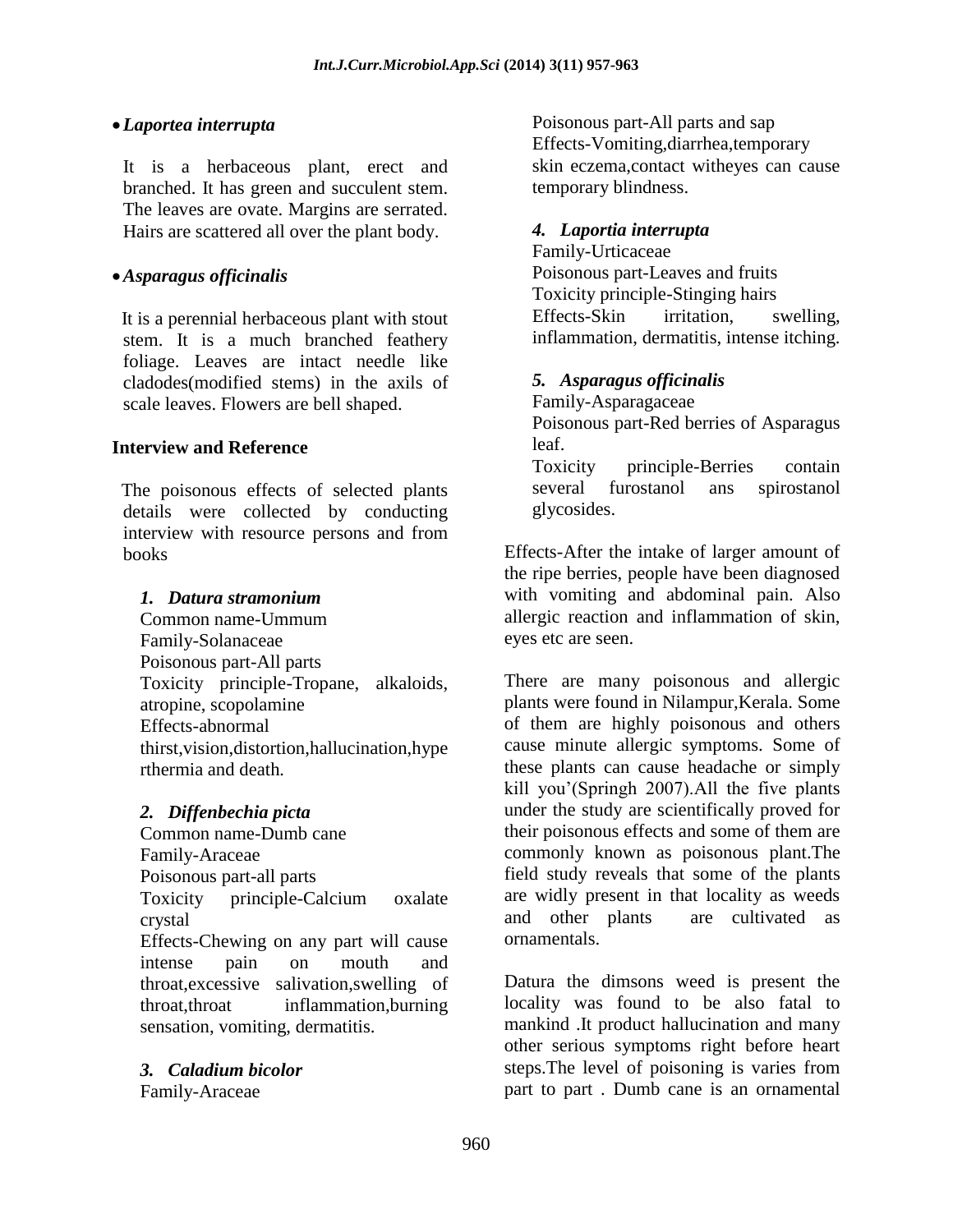- ***Laportea interrupta***

It is a herbaceous plant, erect and branched. It has green and succulent stem. The leaves are ovate. Margins are serrated. Hairs are scattered all over the plant body.

- ***Asparagus officinalis***

It is a perennial herbaceous plant with stout stem. It is a much branched feathery foliage. Leaves are intact needle like cladodes(modified stems) in the axils of scale leaves. Flowers are bell shaped.

**Interview and Reference**

The poisonous effects of selected plants details were collected by conducting interview with resource persons and from books

*1. Datura stramonium*

Common name-Ummum
Family-Solanaceae
Poisonous part-All parts
Toxicity principle-Tropane, alkaloids, atropine, scopolamine
Effects-abnormal thirst,vision,distortion,hallucination,hyperthermia and death.

*2. Diffenbechia picta*

Common name-Dumb cane
Family-Araceae
Poisonous part-all parts
Toxicity principle-Calcium oxalate crystal
Effects-Chewing on any part will cause intense pain on mouth and throat,excessive salivation,swelling of throat,throat inflammation,burning sensation, vomiting, dermatitis.

*3. Caladium bicolor*

Family-Araceae
Poisonous part-All parts and sap
Effects-Vomiting,diarrhea,temporary skin eczema,contact witheyes can cause temporary blindness.

*4. Laportia interrupta*

Family-Urticaceae
Poisonous part-Leaves and fruits
Toxicity principle-Stinging hairs
Effects-Skin irritation, swelling, inflammation, dermatitis, intense itching.

*5. Asparagus officinalis*

Family-Asparagaceae
Poisonous part-Red berries of Asparagus leaf.
Toxicity principle-Berries contain several furostanol ans spirostanol glycosides.

Effects-After the intake of larger amount of the ripe berries, people have been diagnosed with vomiting and abdominal pain. Also allergic reaction and inflammation of skin, eyes etc are seen.

There are many poisonous and allergic plants were found in Nilampur,Kerala. Some of them are highly poisonous and others cause minute allergic symptoms. Some of these plants can cause headache or simply kill you'(Springh 2007).All the five plants under the study are scientifically proved for their poisonous effects and some of them are commonly known as poisonous plant.The field study reveals that some of the plants are widely present in that locality as weeds and other plants are cultivated as ornamentals.

Datura the dimsons weed is present the locality was found to be also fatal to mankind .It product hallucination and many other serious symptoms right before heart steps.The level of poisoning is varies from part to part . Dumb cane is an ornamental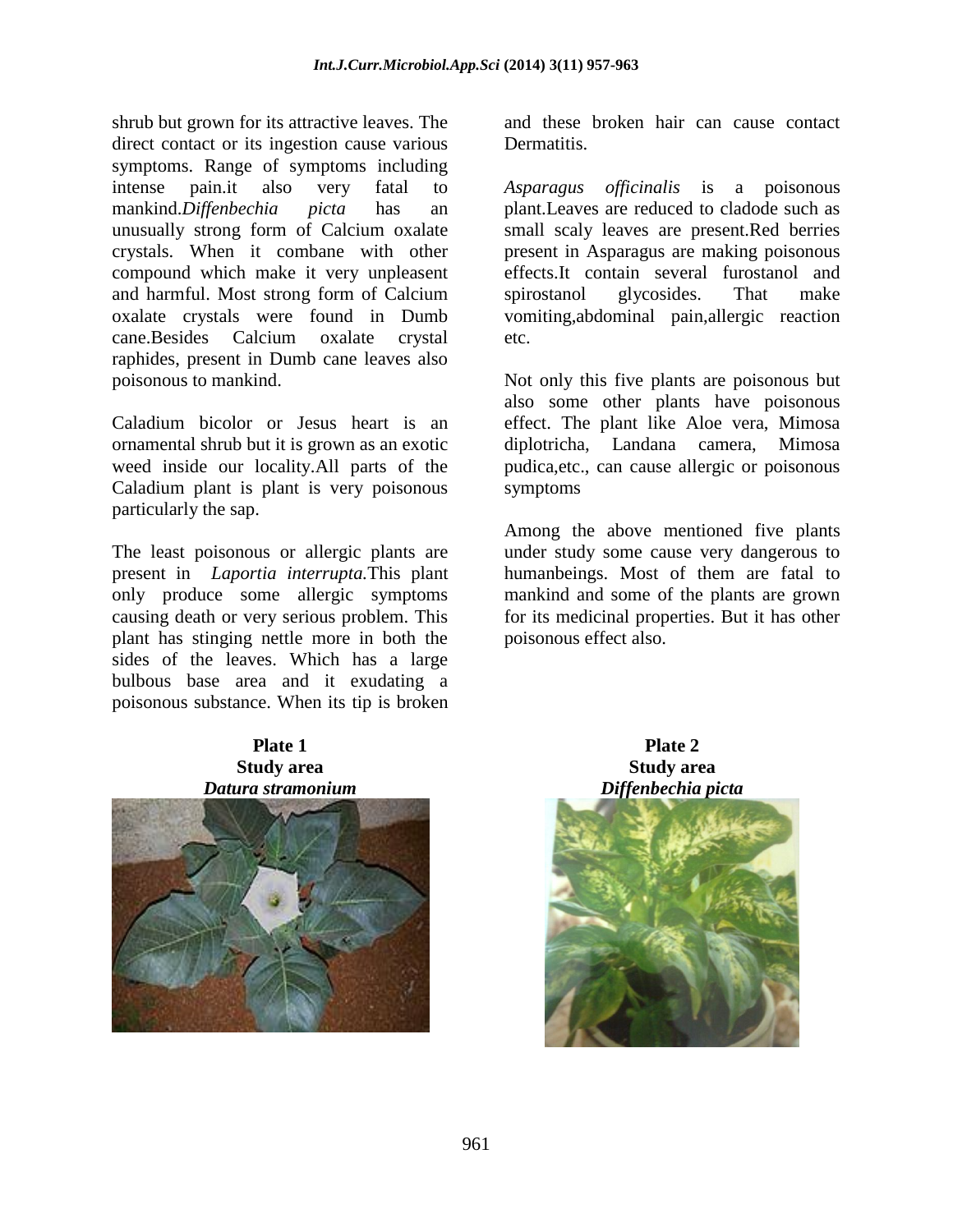shrub but grown for its attractive leaves. The direct contact or its ingestion cause various symptoms. Range of symptoms including intense pain.it also very fatal to mankind.*Diffenbechia picta* has an unusually strong form of Calcium oxalate crystals. When it combane with other compound which make it very unpleasent and harmful. Most strong form of Calcium oxalate crystals were found in Dumb cane.Besides Calcium oxalate crystal raphides, present in Dumb cane leaves also poisonous to mankind.

Caladium bicolor or Jesus heart is an ornamental shrub but it is grown as an exotic weed inside our locality.All parts of the Caladium plant is plant is very poisonous particularly the sap.

The least poisonous or allergic plants are present in *Laportia interrupta.*This plant only produce some allergic symptoms causing death or very serious problem. This plant has stinging nettle more in both the sides of the leaves. Which has a large bulbous base area and it exudating a poisonous substance. When its tip is broken and these broken hair can cause contact Dermatitis.

*Asparagus officinalis* is a poisonous plant.Leaves are reduced to cladode such as small scaly leaves are present.Red berries present in Asparagus are making poisonous effects.It contain several furostanol and spirostanol glycosides. That make vomiting,abdominal pain,allergic reaction etc.

Not only this five plants are poisonous but also some other plants have poisonous effect. The plant like Aloe vera, Mimosa diplotricha, Landana camera, Mimosa pudica,etc., can cause allergic or poisonous symptoms

Among the above mentioned five plants under study some cause very dangerous to humanbeings. Most of them are fatal to mankind and some of the plants are grown for its medicinal properties. But it has other poisonous effect also.

**Plate 1**
**Study area**
***Datura stramonium***

**Plate 2**
**Study area**
***Diffenbechia picta***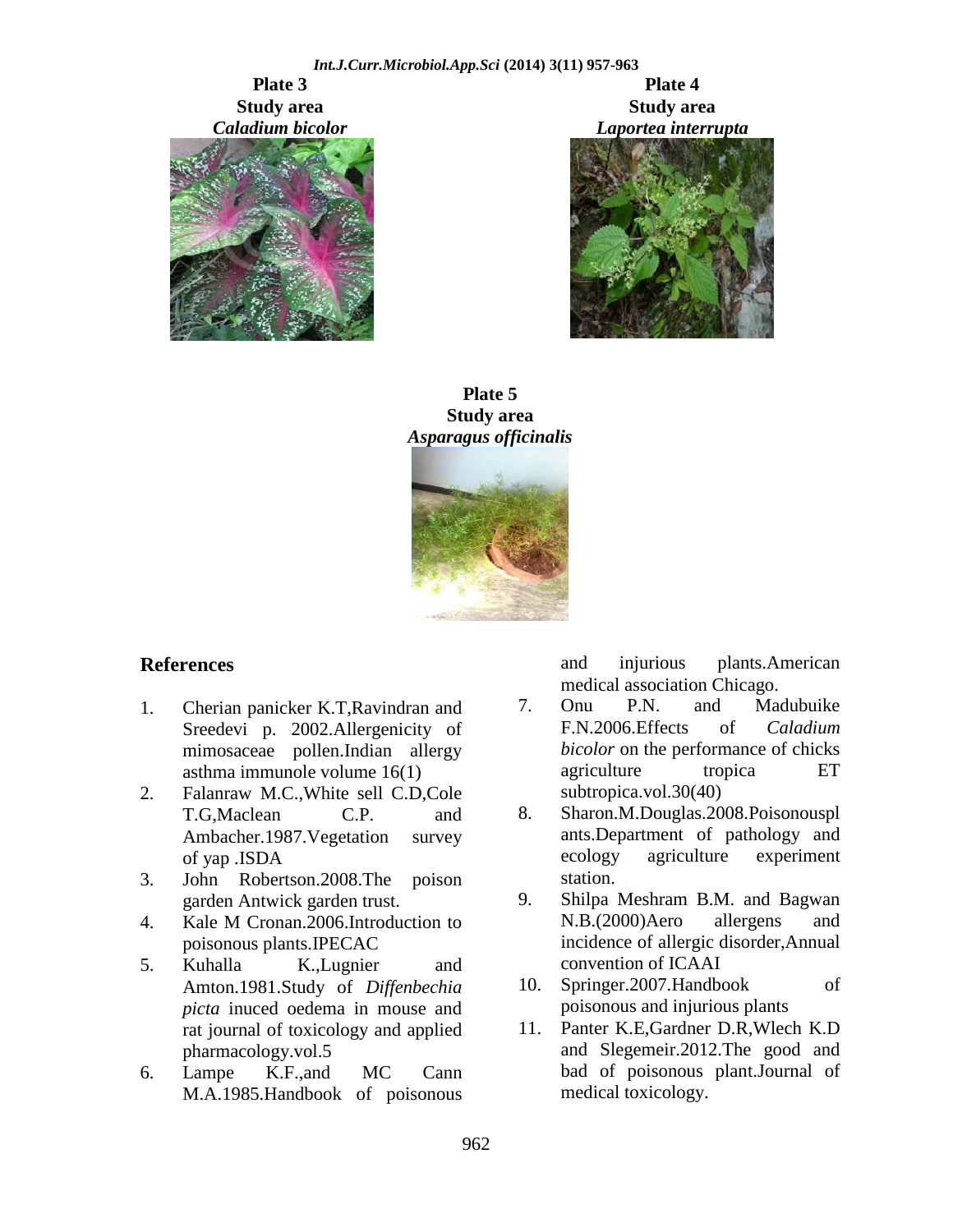**Plate 3**
**Study area**
***Caladium bicolor***

**Plate 4**
**Study area**
***Laportea interrupta***

**Plate 5**
**Study area**
***Asparagus officinalis***

## References

1. Cherian panicker K.T,Ravindran and Sreedevi p. 2002.Allergenicity of mimosaceae pollen.Indian allergy asthma immunole volume 16(1)
2. Falanraw M.C.,White sell C.D,Cole T.G,Maclean C.P. and Ambacher.1987.Vegetation survey of yap .ISDA
3. John Robertson.2008.The poison garden Antwick garden trust.
4. Kale M Cronan.2006.Introduction to poisonous plants.IPECAC
5. Kuhalla K.,Lugnier and Amton.1981.Study of *Diffenbechia picta* inuced oedema in mouse and rat journal of toxicology and applied pharmacology.vol.5
6. Lampe K.F.,and MC Cann M.A.1985.Handbook of poisonous and injurious plants.American medical association Chicago.
7. Onu P.N. and Madubuike F.N.2006.Effects of *Caladium bicolor* on the performance of chicks agriculture tropica ET subtropica.vol.30(40)
8. Sharon.M.Douglas.2008.Poisonouspl ants.Department of pathology and ecology agriculture experiment station.
9. Shilpa Meshram B.M. and Bagwan N.B.(2000)Aero allergens and incidence of allergic disorder,Annual convention of ICAAI
10. Springer.2007.Handbook of poisonous and injurious plants
11. Panter K.E,Gardner D.R,Wlech K.D and Slegemeir.2012.The good and bad of poisonous plant.Journal of medical toxicology.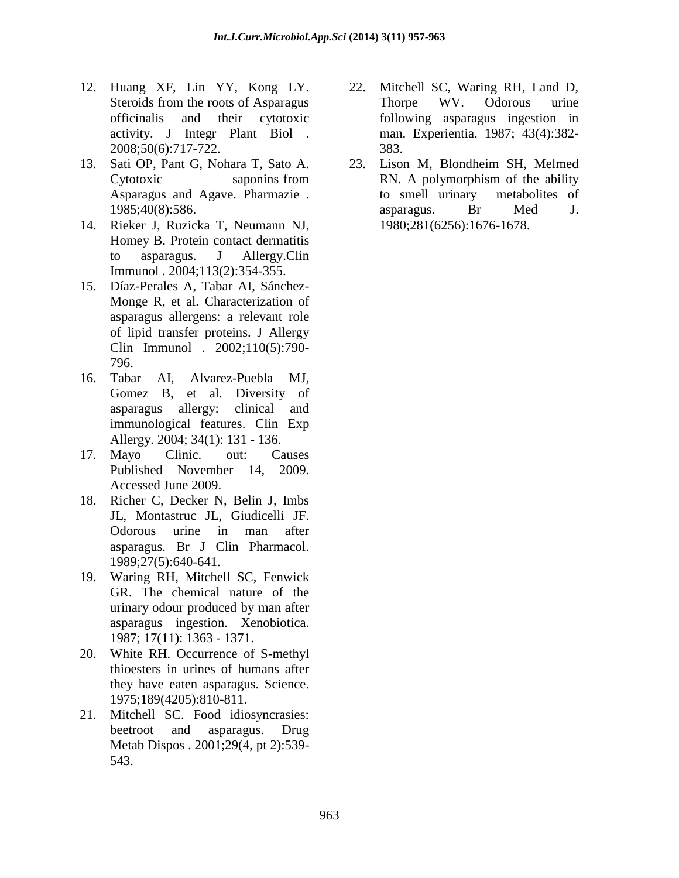12. Huang XF, Lin YY, Kong LY. Steroids from the roots of Asparagus officinalis and their cytotoxic activity. J Integr Plant Biol . 2008;50(6):717-722.
13. Sati OP, Pant G, Nohara T, Sato A. Cytotoxic saponins from Asparagus and Agave. Pharmazie . 1985;40(8):586.
14. Rieker J, Ruzicka T, Neumann NJ, Homey B. Protein contact dermatitis to asparagus. J Allergy.Clin Immunol . 2004;113(2):354-355.
15. Díaz-Perales A, Tabar AI, Sánchez-Monge R, et al. Characterization of asparagus allergens: a relevant role of lipid transfer proteins. J Allergy Clin Immunol . 2002;110(5):790-796.
16. Tabar AI, Alvarez-Puebla MJ, Gomez B, et al. Diversity of asparagus allergy: clinical and immunological features. Clin Exp Allergy. 2004; 34(1): 131 - 136.
17. Mayo Clinic. out: Causes Published November 14, 2009. Accessed June 2009.
18. Richer C, Decker N, Belin J, Imbs JL, Montastruc JL, Giudicelli JF. Odorous urine in man after asparagus. Br J Clin Pharmacol. 1989;27(5):640-641.
19. Waring RH, Mitchell SC, Fenwick GR. The chemical nature of the urinary odour produced by man after asparagus ingestion. Xenobiotica. 1987; 17(11): 1363 - 1371.
20. White RH. Occurrence of S-methyl thioesters in urines of humans after they have eaten asparagus. Science. 1975;189(4205):810-811.
21. Mitchell SC. Food idiosyncrasies: beetroot and asparagus. Drug Metab Dispos . 2001;29(4, pt 2):539-543.
22. Mitchell SC, Waring RH, Land D, Thorpe WV. Odorous urine following asparagus ingestion in man. Experientia. 1987; 43(4):382-383.
23. Lison M, Blondheim SH, Melmed RN. A polymorphism of the ability to smell urinary metabolites of asparagus. Br Med J. 1980;281(6256):1676-1678.